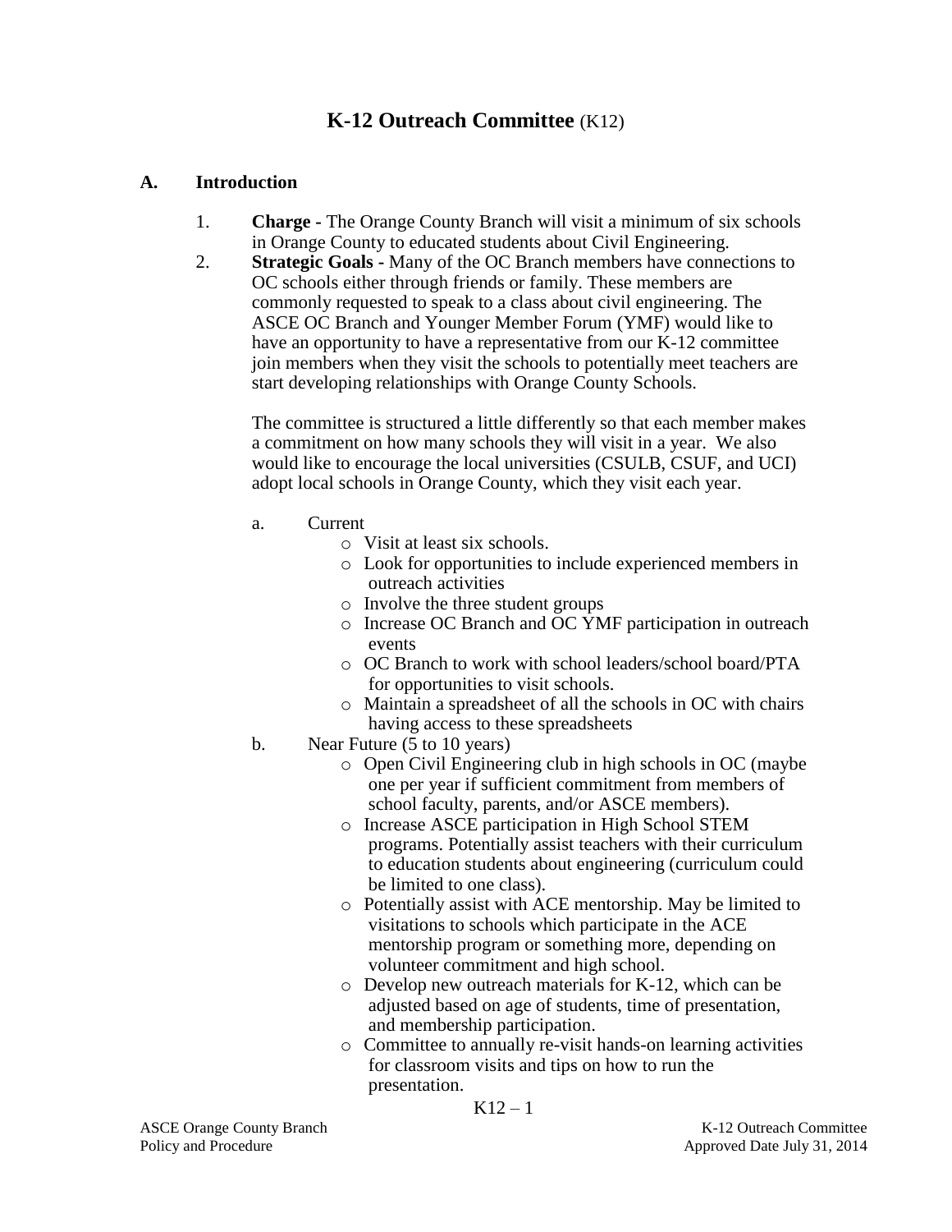# **K-12 Outreach Committee** (K12)

## A. Introduction

1. **Charge -** The Orange County Branch will visit a minimum of six schools in Orange County to educated students about Civil Engineering.
2. **Strategic Goals -** Many of the OC Branch members have connections to OC schools either through friends or family. These members are commonly requested to speak to a class about civil engineering. The ASCE OC Branch and Younger Member Forum (YMF) would like to have an opportunity to have a representative from our K-12 committee join members when they visit the schools to potentially meet teachers are start developing relationships with Orange County Schools.

   The committee is structured a little differently so that each member makes a commitment on how many schools they will visit in a year. We also would like to encourage the local universities (CSULB, CSUF, and UCI) adopt local schools in Orange County, which they visit each year.

   a. Current
      - Visit at least six schools.
      - Look for opportunities to include experienced members in outreach activities
      - Involve the three student groups
      - Increase OC Branch and OC YMF participation in outreach events
      - OC Branch to work with school leaders/school board/PTA for opportunities to visit schools.
      - Maintain a spreadsheet of all the schools in OC with chairs having access to these spreadsheets

   b. Near Future (5 to 10 years)
      - Open Civil Engineering club in high schools in OC (maybe one per year if sufficient commitment from members of school faculty, parents, and/or ASCE members).
      - Increase ASCE participation in High School STEM programs. Potentially assist teachers with their curriculum to education students about engineering (curriculum could be limited to one class).
      - Potentially assist with ACE mentorship. May be limited to visitations to schools which participate in the ACE mentorship program or something more, depending on volunteer commitment and high school.
      - Develop new outreach materials for K-12, which can be adjusted based on age of students, time of presentation, and membership participation.
      - Committee to annually re-visit hands-on learning activities for classroom visits and tips on how to run the presentation.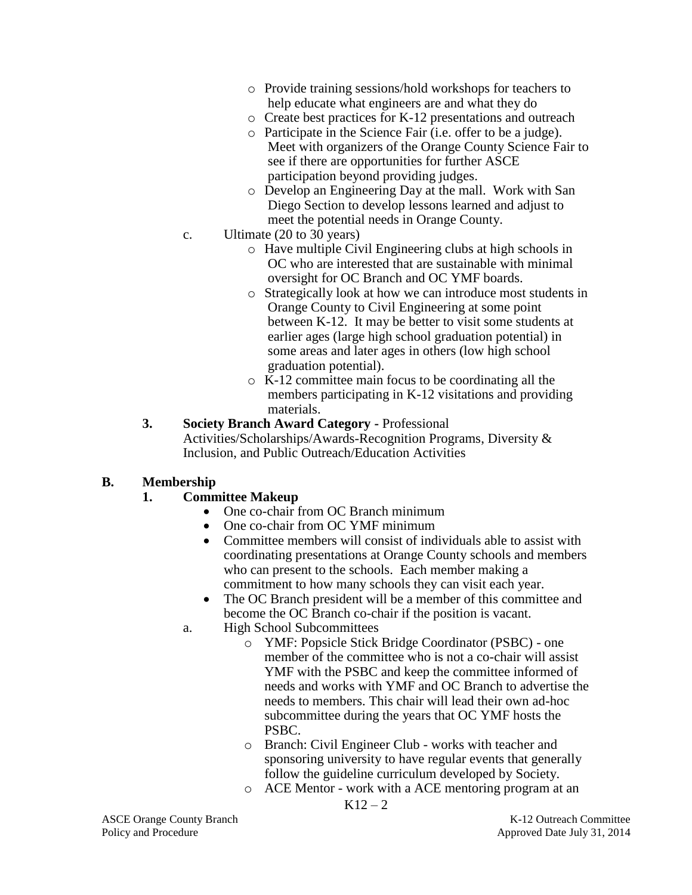- Provide training sessions/hold workshops for teachers to help educate what engineers are and what they do
  - Create best practices for K-12 presentations and outreach
  - Participate in the Science Fair (i.e. offer to be a judge). Meet with organizers of the Orange County Science Fair to see if there are opportunities for further ASCE participation beyond providing judges.
  - Develop an Engineering Day at the mall. Work with San Diego Section to develop lessons learned and adjust to meet the potential needs in Orange County.

c. Ultimate (20 to 30 years)
  - Have multiple Civil Engineering clubs at high schools in OC who are interested that are sustainable with minimal oversight for OC Branch and OC YMF boards.
  - Strategically look at how we can introduce most students in Orange County to Civil Engineering at some point between K-12. It may be better to visit some students at earlier ages (large high school graduation potential) in some areas and later ages in others (low high school graduation potential).
  - K-12 committee main focus to be coordinating all the members participating in K-12 visitations and providing materials.

**3. Society Branch Award Category** - Professional Activities/Scholarships/Awards-Recognition Programs, Diversity & Inclusion, and Public Outreach/Education Activities

## B. Membership

### 1. Committee Makeup

- One co-chair from OC Branch minimum
- One co-chair from OC YMF minimum
- Committee members will consist of individuals able to assist with coordinating presentations at Orange County schools and members who can present to the schools. Each member making a commitment to how many schools they can visit each year.
- The OC Branch president will be a member of this committee and become the OC Branch co-chair if the position is vacant.

a. High School Subcommittees
  - YMF: Popsicle Stick Bridge Coordinator (PSBC) - one member of the committee who is not a co-chair will assist YMF with the PSBC and keep the committee informed of needs and works with YMF and OC Branch to advertise the needs to members. This chair will lead their own ad-hoc subcommittee during the years that OC YMF hosts the PSBC.
  - Branch: Civil Engineer Club - works with teacher and sponsoring university to have regular events that generally follow the guideline curriculum developed by Society.
  - ACE Mentor - work with a ACE mentoring program at an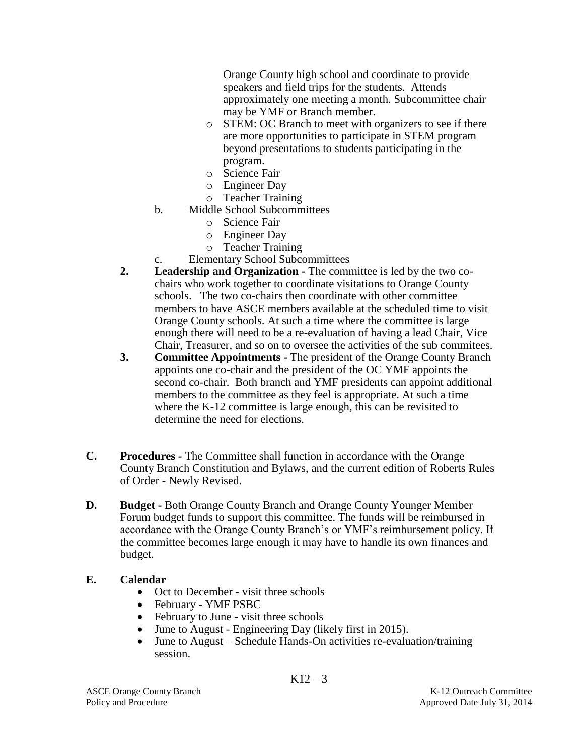Orange County high school and coordinate to provide speakers and field trips for the students. Attends approximately one meeting a month. Subcommittee chair may be YMF or Branch member.
   - STEM: OC Branch to meet with organizers to see if there are more opportunities to participate in STEM program beyond presentations to students participating in the program.
   - Science Fair
   - Engineer Day
   - Teacher Training

b. Middle School Subcommittees
   - Science Fair
   - Engineer Day
   - Teacher Training

c. Elementary School Subcommittees

**2. Leadership and Organization** - The committee is led by the two co-chairs who work together to coordinate visitations to Orange County schools. The two co-chairs then coordinate with other committee members to have ASCE members available at the scheduled time to visit Orange County schools. At such a time where the committee is large enough there will need to be a re-evaluation of having a lead Chair, Vice Chair, Treasurer, and so on to oversee the activities of the sub commitees.

**3. Committee Appointments -** The president of the Orange County Branch appoints one co-chair and the president of the OC YMF appoints the second co-chair. Both branch and YMF presidents can appoint additional members to the committee as they feel is appropriate. At such a time where the K-12 committee is large enough, this can be revisited to determine the need for elections.

**C. Procedures -** The Committee shall function in accordance with the Orange County Branch Constitution and Bylaws, and the current edition of Roberts Rules of Order - Newly Revised.

**D. Budget -** Both Orange County Branch and Orange County Younger Member Forum budget funds to support this committee. The funds will be reimbursed in accordance with the Orange County Branch's or YMF's reimbursement policy. If the committee becomes large enough it may have to handle its own finances and budget.

**E. Calendar**

- Oct to December - visit three schools
- February - YMF PSBC
- February to June - visit three schools
- June to August - Engineering Day (likely first in 2015).
- June to August – Schedule Hands-On activities re-evaluation/training session.